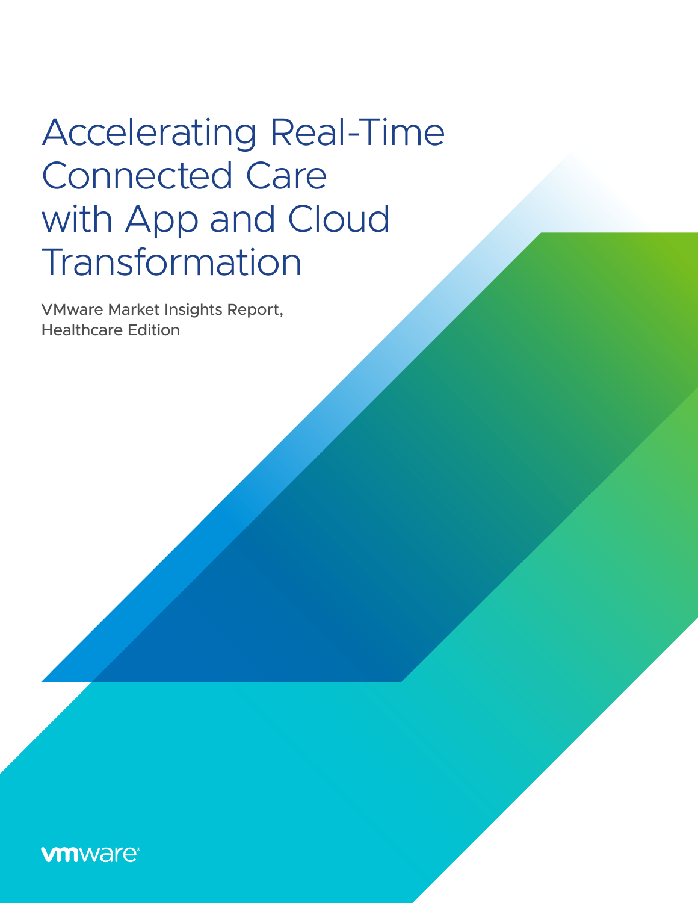# Accelerating Real-Time Connected Care with App and Cloud Transformation

VMware Market Insights Report, Healthcare Edition

vmware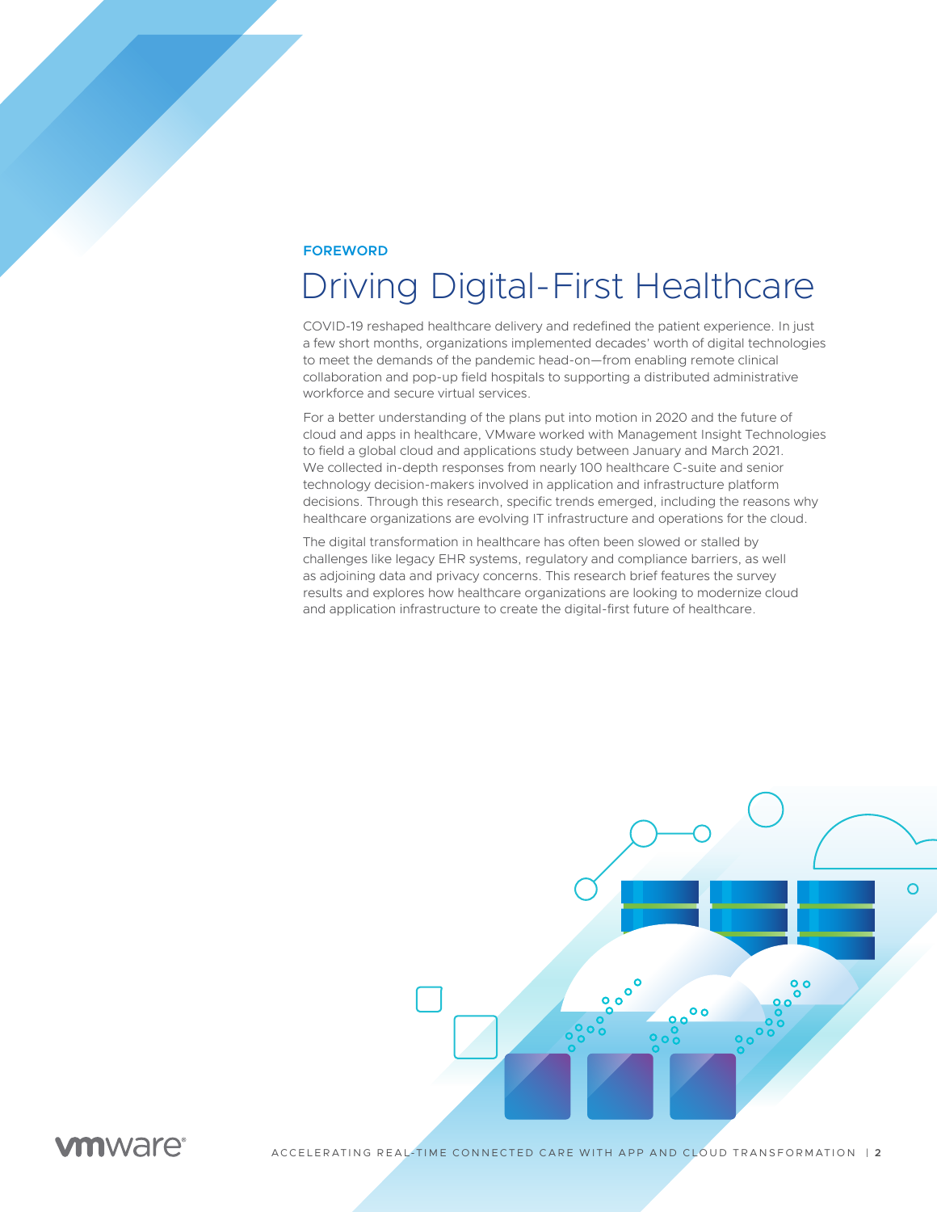FOREWORD

# Driving Digital-First Healthcare

COVID-19 reshaped healthcare delivery and redefined the patient experience. In just a few short months, organizations implemented decades' worth of digital technologies to meet the demands of the pandemic head-on—from enabling remote clinical collaboration and pop-up field hospitals to supporting a distributed administrative workforce and secure virtual services.

For a better understanding of the plans put into motion in 2020 and the future of cloud and apps in healthcare, VMware worked with Management Insight Technologies to field a global cloud and applications study between January and March 2021. We collected in-depth responses from nearly 100 healthcare C-suite and senior technology decision-makers involved in application and infrastructure platform decisions. Through this research, specific trends emerged, including the reasons why healthcare organizations are evolving IT infrastructure and operations for the cloud.

The digital transformation in healthcare has often been slowed or stalled by challenges like legacy EHR systems, regulatory and compliance barriers, as well as adjoining data and privacy concerns. This research brief features the survey results and explores how healthcare organizations are looking to modernize cloud and application infrastructure to create the digital-first future of healthcare.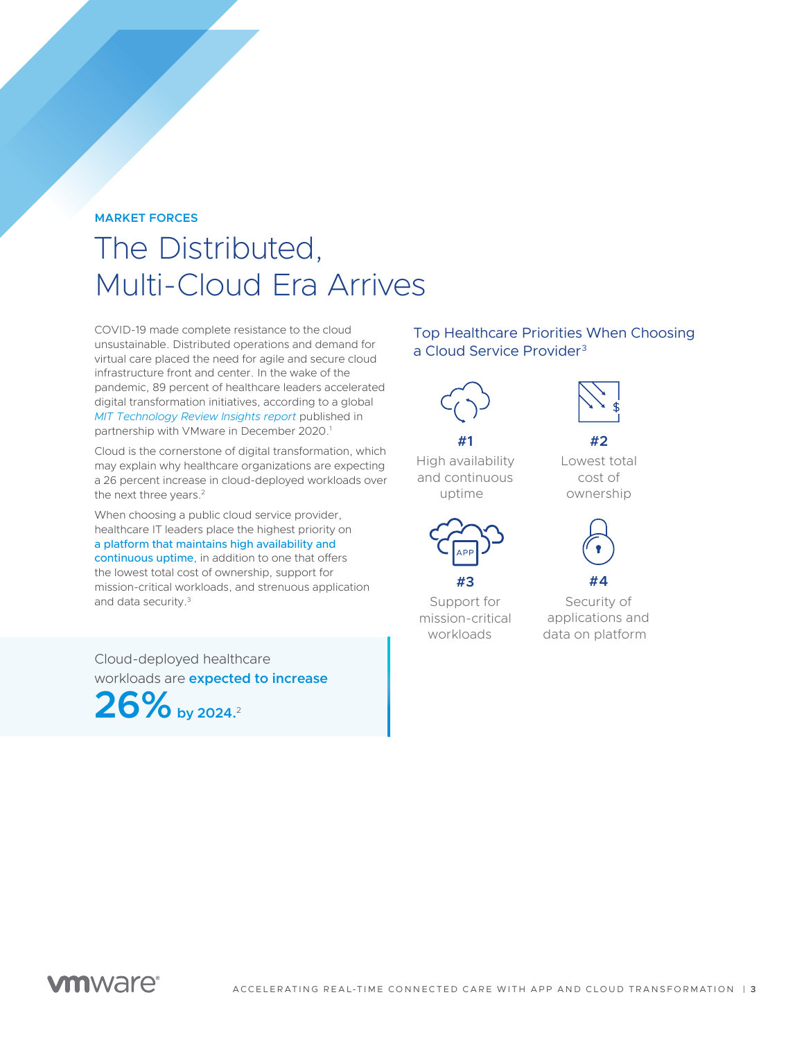MARKET FORCES

# The Distributed, Multi-Cloud Era Arrives

COVID-19 made complete resistance to the cloud unsustainable. Distributed operations and demand for virtual care placed the need for agile and secure cloud infrastructure front and center. In the wake of the pandemic, 89 percent of healthcare leaders accelerated digital transformation initiatives, according to a global *MIT Technology Review Insights report* published in partnership with VMware in December 2020.[1]

Cloud is the cornerstone of digital transformation, which may explain why healthcare organizations are expecting a 26 percent increase in cloud-deployed workloads over the next three years.[2]

When choosing a public cloud service provider, healthcare IT leaders place the highest priority on **a platform that maintains high availability and continuous uptime**, in addition to one that offers the lowest total cost of ownership, support for mission-critical workloads, and strenuous application and data security.[3]

Cloud-deployed healthcare workloads are **expected to increase**

**26% by 2024.**[2]

## Top Healthcare Priorities When Choosing a Cloud Service Provider[3]

**#1**
High availability and continuous uptime

**#2**
Lowest total cost of ownership

**#3**
Support for mission-critical workloads

**#4**
Security of applications and data on platform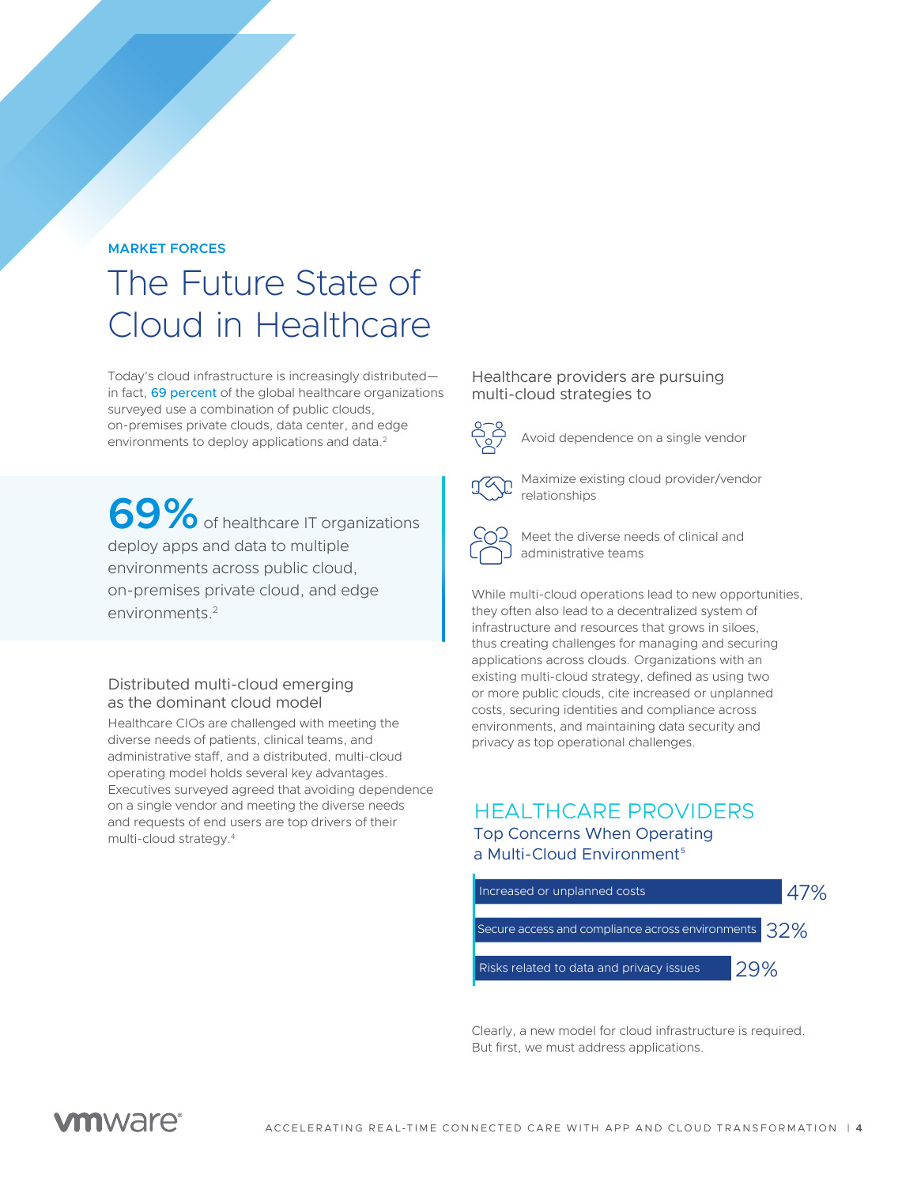MARKET FORCES

# The Future State of Cloud in Healthcare

Today's cloud infrastructure is increasingly distributed—in fact, 69 percent of the global healthcare organizations surveyed use a combination of public clouds, on-premises private clouds, data center, and edge environments to deploy applications and data.[2]

**69%** of healthcare IT organizations deploy apps and data to multiple environments across public cloud, on-premises private cloud, and edge environments.[2]

### Distributed multi-cloud emerging as the dominant cloud model

Healthcare CIOs are challenged with meeting the diverse needs of patients, clinical teams, and administrative staff, and a distributed, multi-cloud operating model holds several key advantages. Executives surveyed agreed that avoiding dependence on a single vendor and meeting the diverse needs and requests of end users are top drivers of their multi-cloud strategy.[4]

### Healthcare providers are pursuing multi-cloud strategies to

- Avoid dependence on a single vendor
- Maximize existing cloud provider/vendor relationships
- Meet the diverse needs of clinical and administrative teams

While multi-cloud operations lead to new opportunities, they often also lead to a decentralized system of infrastructure and resources that grows in siloes, thus creating challenges for managing and securing applications across clouds. Organizations with an existing multi-cloud strategy, defined as using two or more public clouds, cite increased or unplanned costs, securing identities and compliance across environments, and maintaining data security and privacy as top operational challenges.

## HEALTHCARE PROVIDERS

### Top Concerns When Operating a Multi-Cloud Environment[5]

| Concern | Percentage |
|---|---|
| Increased or unplanned costs | 47% |
| Secure access and compliance across environments | 32% |
| Risks related to data and privacy issues | 29% |

Clearly, a new model for cloud infrastructure is required. But first, we must address applications.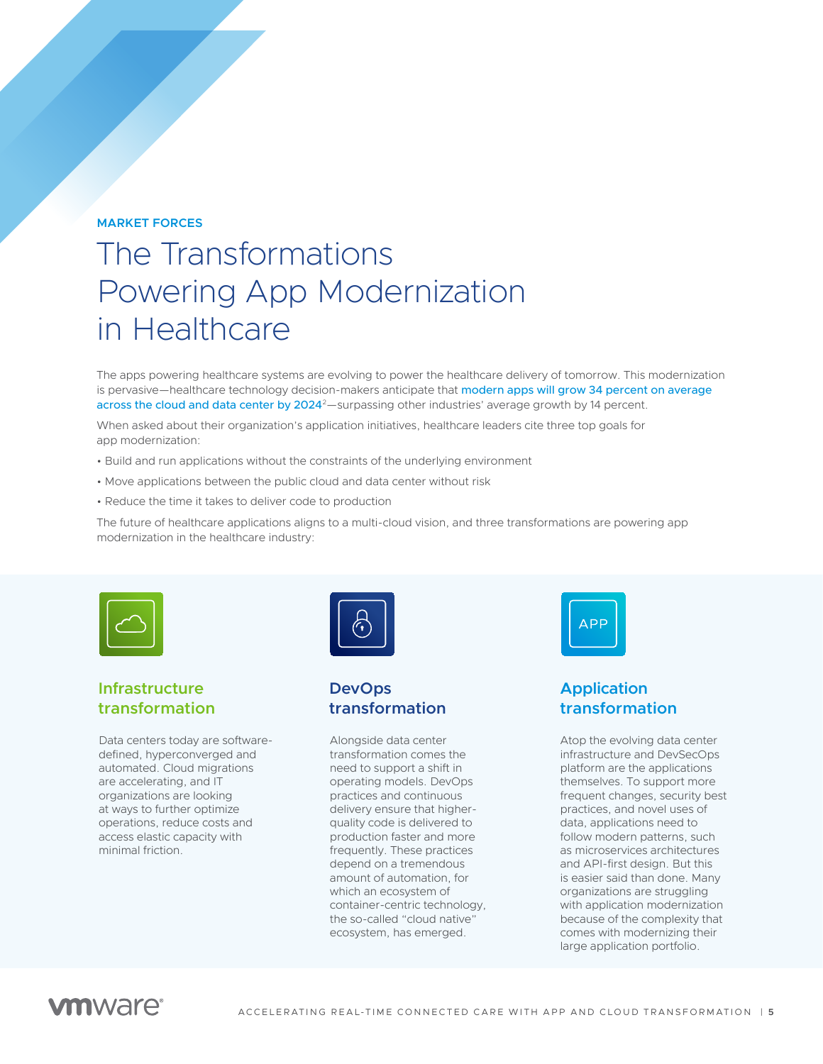MARKET FORCES

# The Transformations Powering App Modernization in Healthcare

The apps powering healthcare systems are evolving to power the healthcare delivery of tomorrow. This modernization is pervasive—healthcare technology decision-makers anticipate that modern apps will grow 34 percent on average across the cloud and data center by 2024[2]—surpassing other industries' average growth by 14 percent.

When asked about their organization's application initiatives, healthcare leaders cite three top goals for app modernization:

- Build and run applications without the constraints of the underlying environment
- Move applications between the public cloud and data center without risk
- Reduce the time it takes to deliver code to production

The future of healthcare applications aligns to a multi-cloud vision, and three transformations are powering app modernization in the healthcare industry:

## Infrastructure transformation

Data centers today are software-defined, hyperconverged and automated. Cloud migrations are accelerating, and IT organizations are looking at ways to further optimize operations, reduce costs and access elastic capacity with minimal friction.

## DevOps transformation

Alongside data center transformation comes the need to support a shift in operating models. DevOps practices and continuous delivery ensure that higher-quality code is delivered to production faster and more frequently. These practices depend on a tremendous amount of automation, for which an ecosystem of container-centric technology, the so-called "cloud native" ecosystem, has emerged.

## Application transformation

Atop the evolving data center infrastructure and DevSecOps platform are the applications themselves. To support more frequent changes, security best practices, and novel uses of data, applications need to follow modern patterns, such as microservices architectures and API-first design. But this is easier said than done. Many organizations are struggling with application modernization because of the complexity that comes with modernizing their large application portfolio.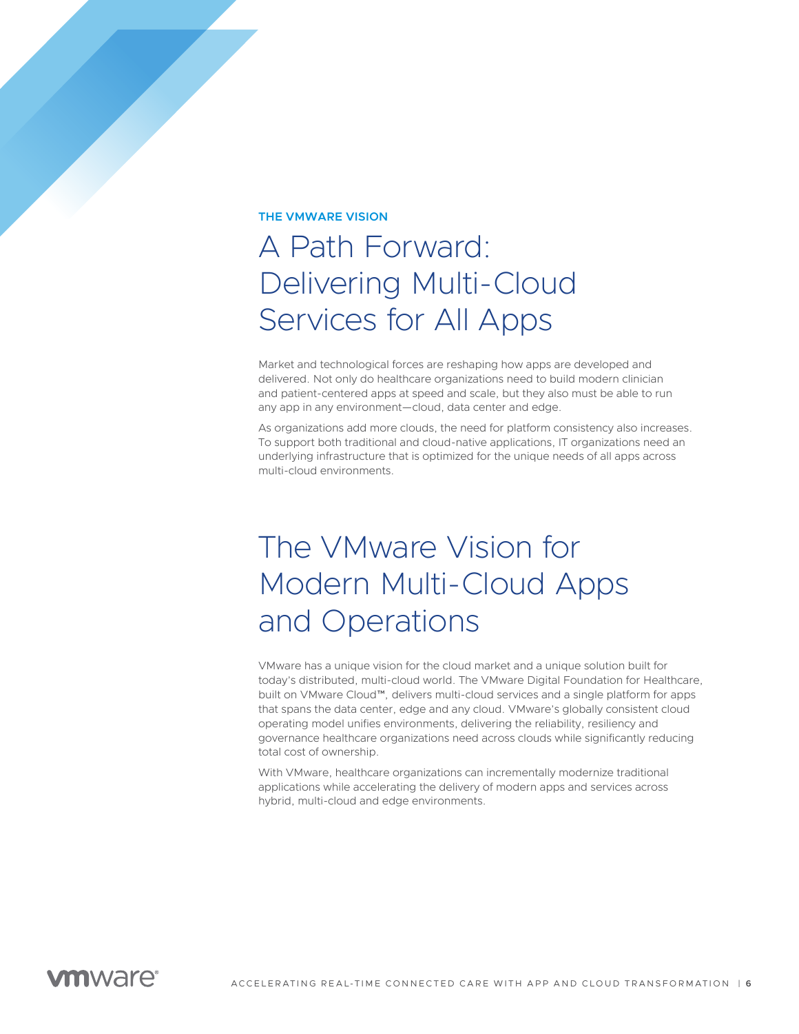**THE VMWARE VISION**

# A Path Forward: Delivering Multi-Cloud Services for All Apps

Market and technological forces are reshaping how apps are developed and delivered. Not only do healthcare organizations need to build modern clinician and patient-centered apps at speed and scale, but they also must be able to run any app in any environment—cloud, data center and edge.

As organizations add more clouds, the need for platform consistency also increases. To support both traditional and cloud-native applications, IT organizations need an underlying infrastructure that is optimized for the unique needs of all apps across multi-cloud environments.

# The VMware Vision for Modern Multi-Cloud Apps and Operations

VMware has a unique vision for the cloud market and a unique solution built for today's distributed, multi-cloud world. The VMware Digital Foundation for Healthcare, built on VMware Cloud™, delivers multi-cloud services and a single platform for apps that spans the data center, edge and any cloud. VMware's globally consistent cloud operating model unifies environments, delivering the reliability, resiliency and governance healthcare organizations need across clouds while significantly reducing total cost of ownership.

With VMware, healthcare organizations can incrementally modernize traditional applications while accelerating the delivery of modern apps and services across hybrid, multi-cloud and edge environments.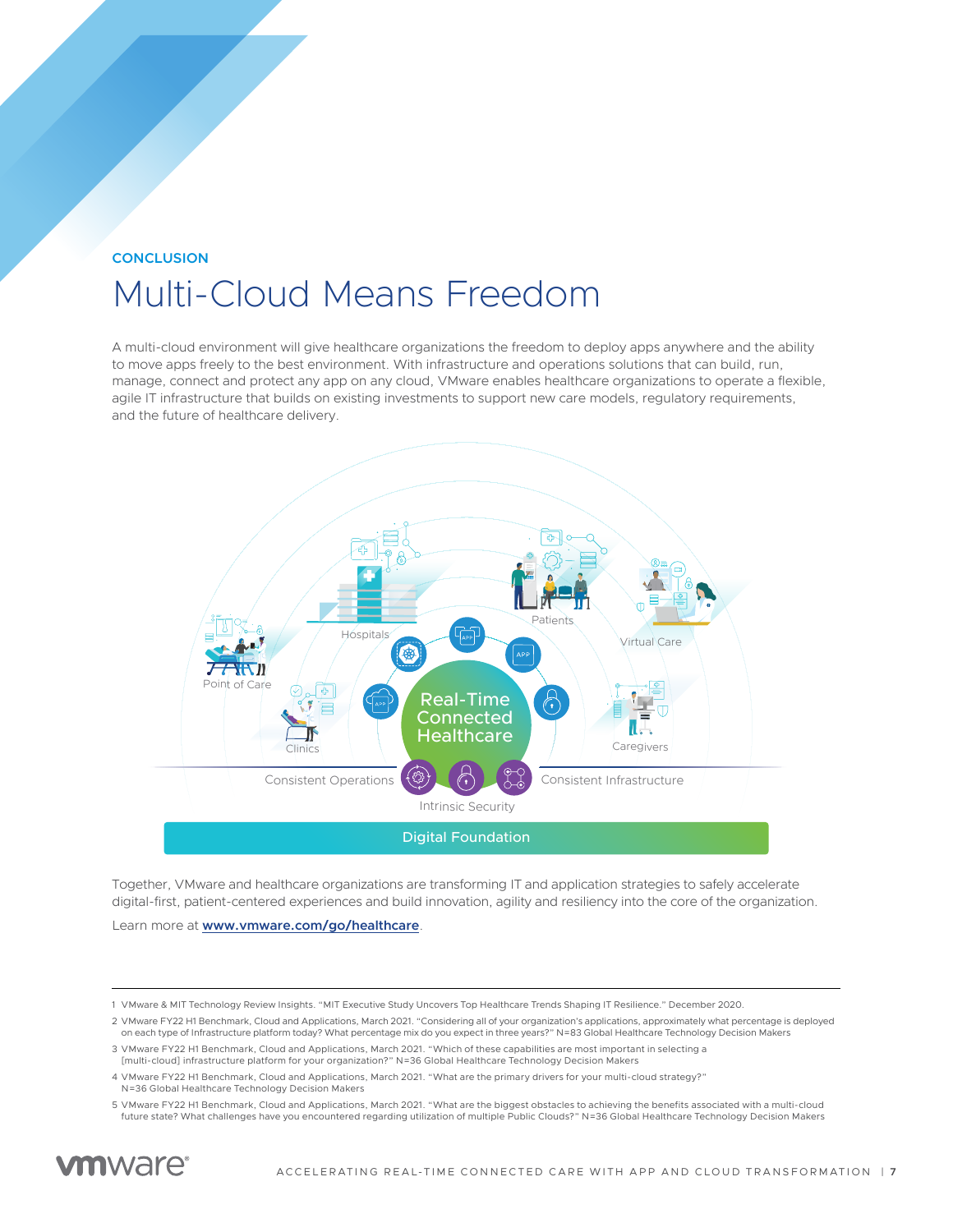CONCLUSION

# Multi-Cloud Means Freedom

A multi-cloud environment will give healthcare organizations the freedom to deploy apps anywhere and the ability to move apps freely to the best environment. With infrastructure and operations solutions that can build, run, manage, connect and protect any app on any cloud, VMware enables healthcare organizations to operate a flexible, agile IT infrastructure that builds on existing investments to support new care models, regulatory requirements, and the future of healthcare delivery.

Hospitals | Patients | Virtual Care | Point of Care | Clinics | Caregivers

Real-Time Connected Healthcare

Consistent Operations | Intrinsic Security | Consistent Infrastructure

Digital Foundation

Together, VMware and healthcare organizations are transforming IT and application strategies to safely accelerate digital-first, patient-centered experiences and build innovation, agility and resiliency into the core of the organization.

Learn more at **www.vmware.com/go/healthcare**.

---

1 VMware & MIT Technology Review Insights. "MIT Executive Study Uncovers Top Healthcare Trends Shaping IT Resilience." December 2020.

2 VMware FY22 H1 Benchmark, Cloud and Applications, March 2021. "Considering all of your organization's applications, approximately what percentage is deployed on each type of Infrastructure platform today? What percentage mix do you expect in three years?" N=83 Global Healthcare Technology Decision Makers

3 VMware FY22 H1 Benchmark, Cloud and Applications, March 2021. "Which of these capabilities are most important in selecting a [multi-cloud] infrastructure platform for your organization?" N=36 Global Healthcare Technology Decision Makers

4 VMware FY22 H1 Benchmark, Cloud and Applications, March 2021. "What are the primary drivers for your multi-cloud strategy?" N=36 Global Healthcare Technology Decision Makers

5 VMware FY22 H1 Benchmark, Cloud and Applications, March 2021. "What are the biggest obstacles to achieving the benefits associated with a multi-cloud future state? What challenges have you encountered regarding utilization of multiple Public Clouds?" N=36 Global Healthcare Technology Decision Makers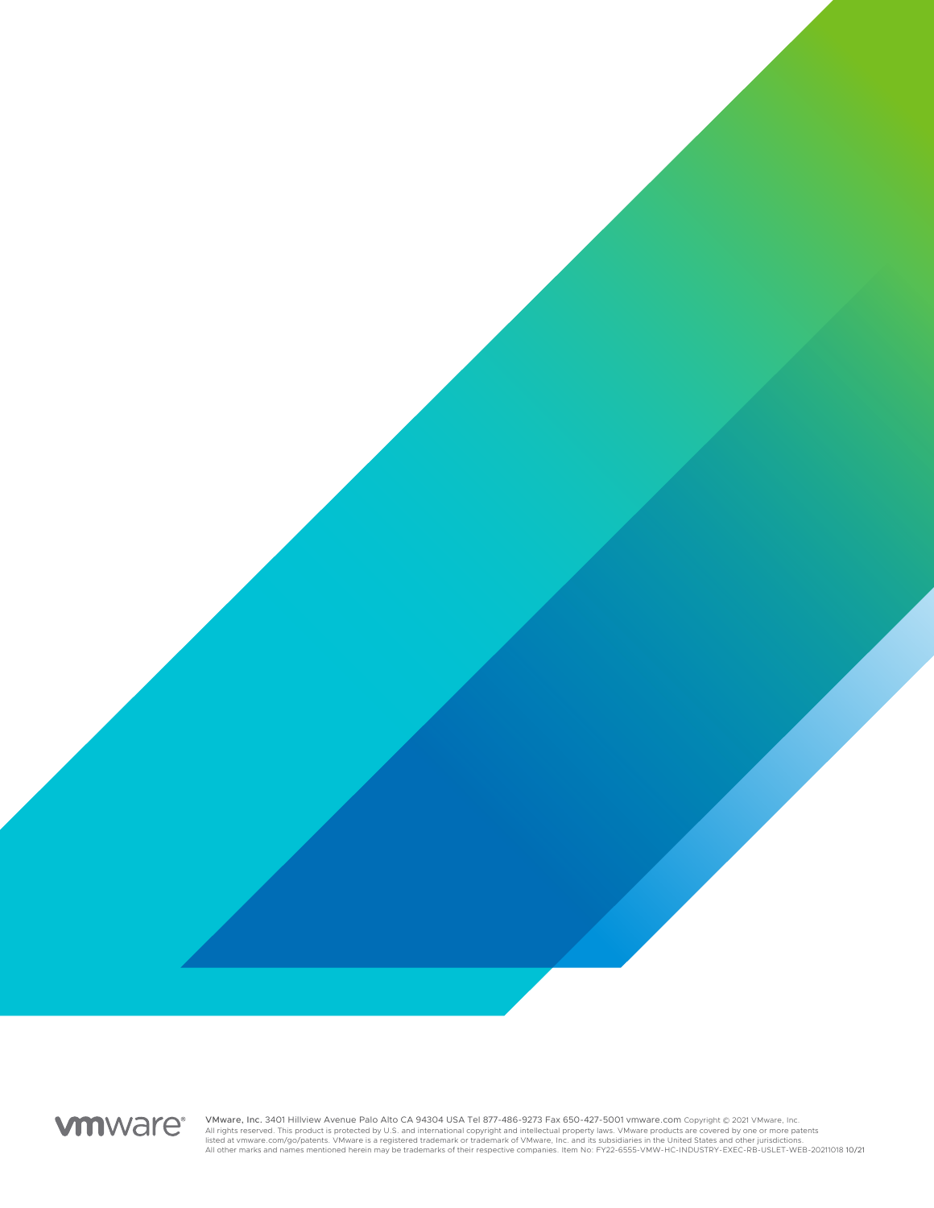**VMware, Inc.** 3401 Hillview Avenue Palo Alto CA 94304 USA Tel 877-486-9273 Fax 650-427-5001 vmware.com Copyright © 2021 VMware, Inc. All rights reserved. This product is protected by U.S. and international copyright and intellectual property laws. VMware products are covered by one or more patents listed at vmware.com/go/patents. VMware is a registered trademark or trademark of VMware, Inc. and its subsidiaries in the United States and other jurisdictions. All other marks and names mentioned herein may be trademarks of their respective companies. Item No: FY22-6555-VMW-HC-INDUSTRY-EXEC-RB-USLET-WEB-20211018 10/21